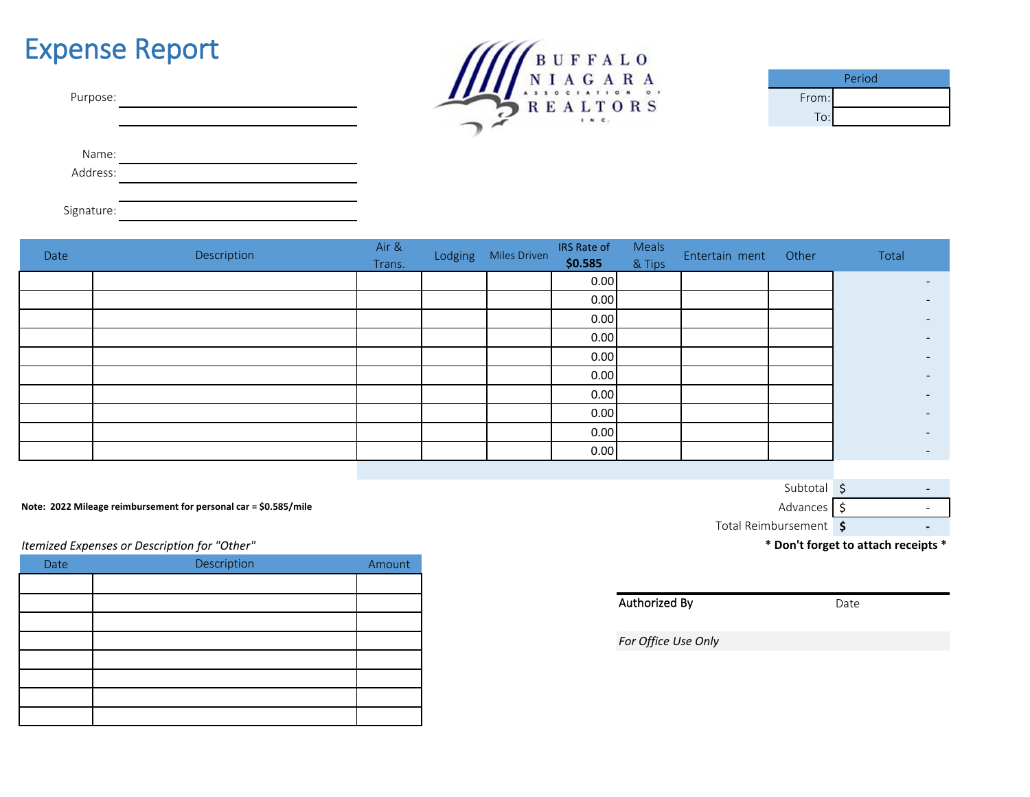# Expense Report

BUFFALO NIAGARA ASSOCIATION OF REALTORS INC.

| Period | |
|---|---|
| From: | |
| To: | |

Purpose: ______________________________

______________________________

Name: ______________________________

Address: ______________________________

______________________________

Signature: ______________________________

| Date | Description | Air & Trans. | Lodging | Miles Driven | IRS Rate of $0.585 | Meals & Tips | Entertain ment | Other | Total |
|---|---|---|---|---|---|---|---|---|---|
| | | | | | 0.00 | | | | - |
| | | | | | 0.00 | | | | - |
| | | | | | 0.00 | | | | - |
| | | | | | 0.00 | | | | - |
| | | | | | 0.00 | | | | - |
| | | | | | 0.00 | | | | - |
| | | | | | 0.00 | | | | - |
| | | | | | 0.00 | | | | - |
| | | | | | 0.00 | | | | - |
| | | | | | 0.00 | | | | - |

| | |
|---|---|
| Subtotal | $ - |
| Advances | $ - |
| Total Reimbursement | **$ -** |

**Note: 2022 Mileage reimbursement for personal car = $0.585/mile**

**\* Don't forget to attach receipts \***

*Itemized Expenses or Description for "Other"*

| Date | Description | Amount |
|---|---|---|
| | | |
| | | |
| | | |
| | | |
| | | |
| | | |
| | | |
| | | |

Authorized By Date

*For Office Use Only*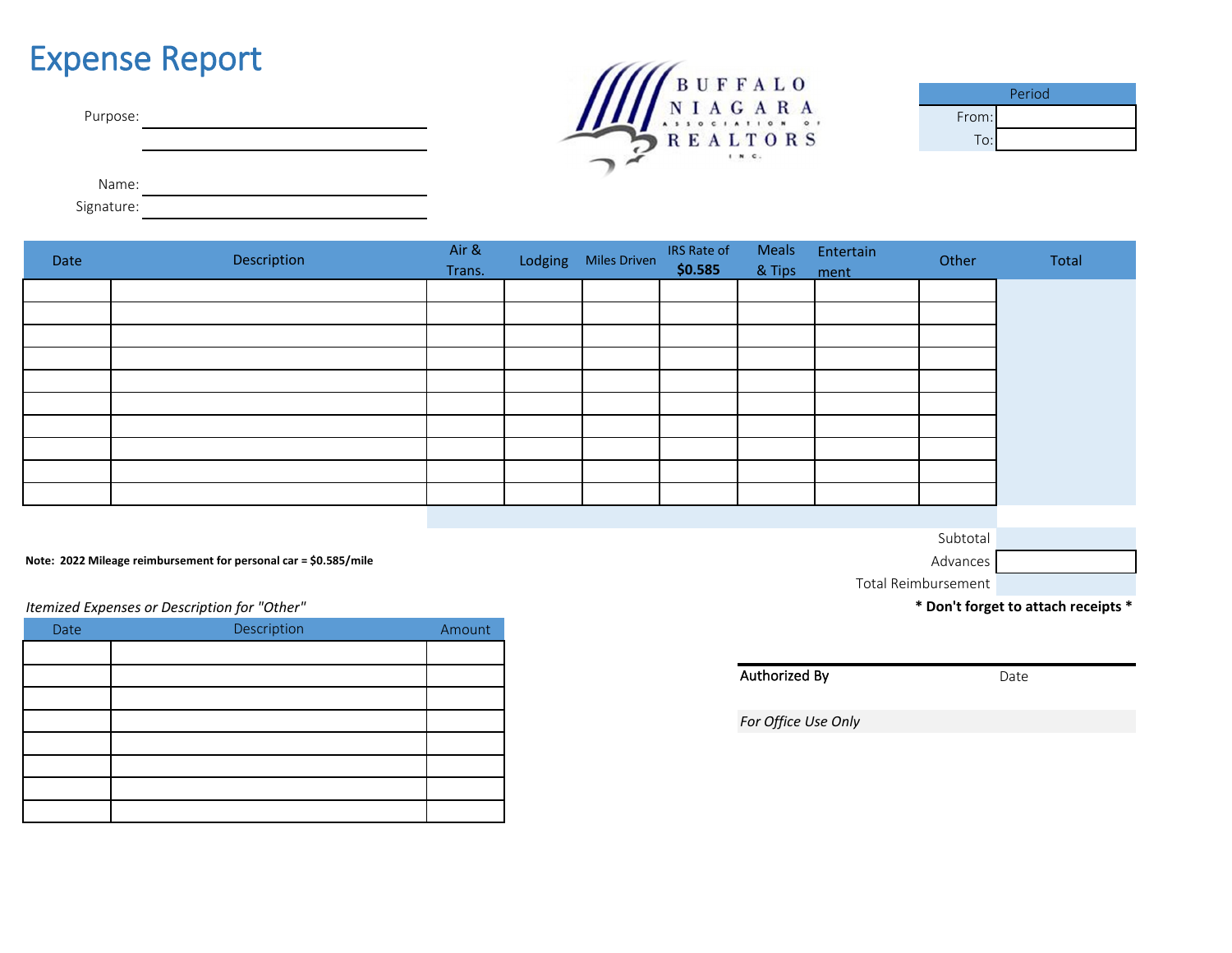# Expense Report

BUFFALO NIAGARA ASSOCIATION OF REALTORS INC.

Purpose: ______________________

______________________

Name: ______________________

Signature: ______________________

| Period | |
|---|---|
| From: | |
| To: | |

| Date | Description | Air & Trans. | Lodging | Miles Driven | IRS Rate of $0.585 | Meals & Tips | Entertainment | Other | Total |
|---|---|---|---|---|---|---|---|---|---|
| | | | | | | | | | |
| | | | | | | | | | |
| | | | | | | | | | |
| | | | | | | | | | |
| | | | | | | | | | |
| | | | | | | | | | |
| | | | | | | | | | |
| | | | | | | | | | |
| | | | | | | | | | |
| | | | | | | | | | |

| | |
|---|---|
| Subtotal | |
| Advances | |
| Total Reimbursement | |

**Note: 2022 Mileage reimbursement for personal car = $0.585/mile**

**\* Don't forget to attach receipts \***

*Itemized Expenses or Description for "Other"*

| Date | Description | Amount |
|---|---|---|
| | | |
| | | |
| | | |
| | | |
| | | |
| | | |
| | | |
| | | |

Authorized By ______________________ Date ______________________

*For Office Use Only*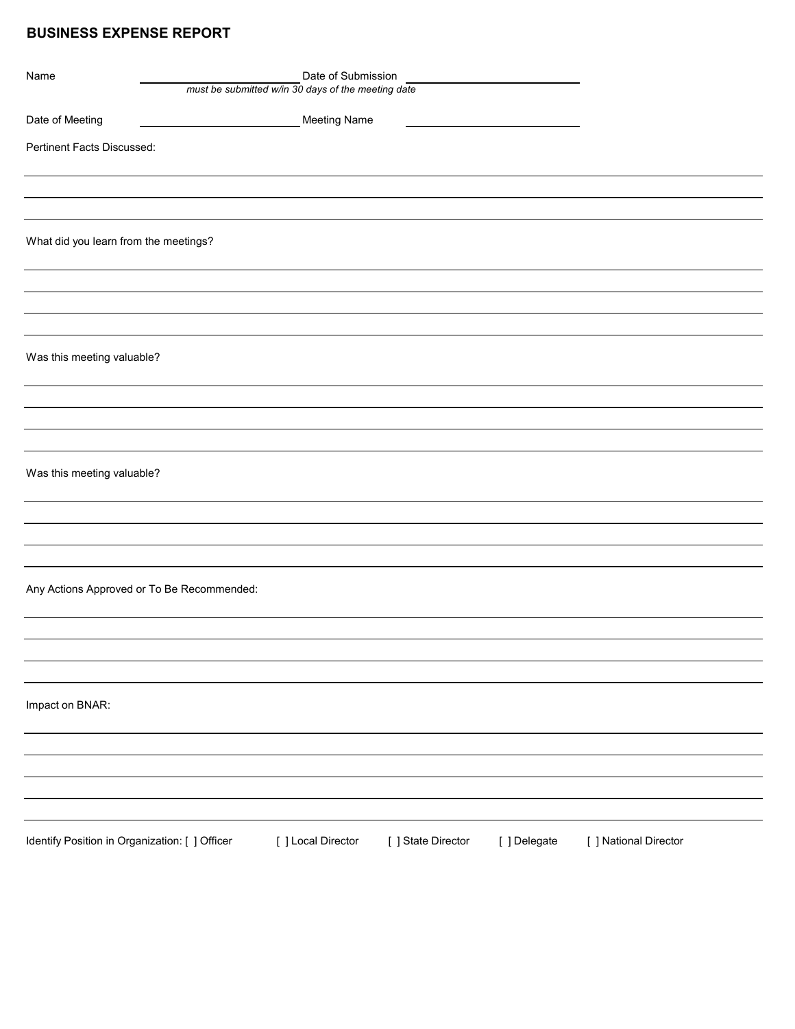## BUSINESS EXPENSE REPORT

Name ______________________ Date of Submission ______________________

*must be submitted w/in 30 days of the meeting date*

Date of Meeting ______________________ Meeting Name ______________________

Pertinent Facts Discussed:

What did you learn from the meetings?

Was this meeting valuable?

Was this meeting valuable?

Any Actions Approved or To Be Recommended:

Impact on BNAR:

Identify Position in Organization: [ ] Officer [ ] Local Director [ ] State Director [ ] Delegate [ ] National Director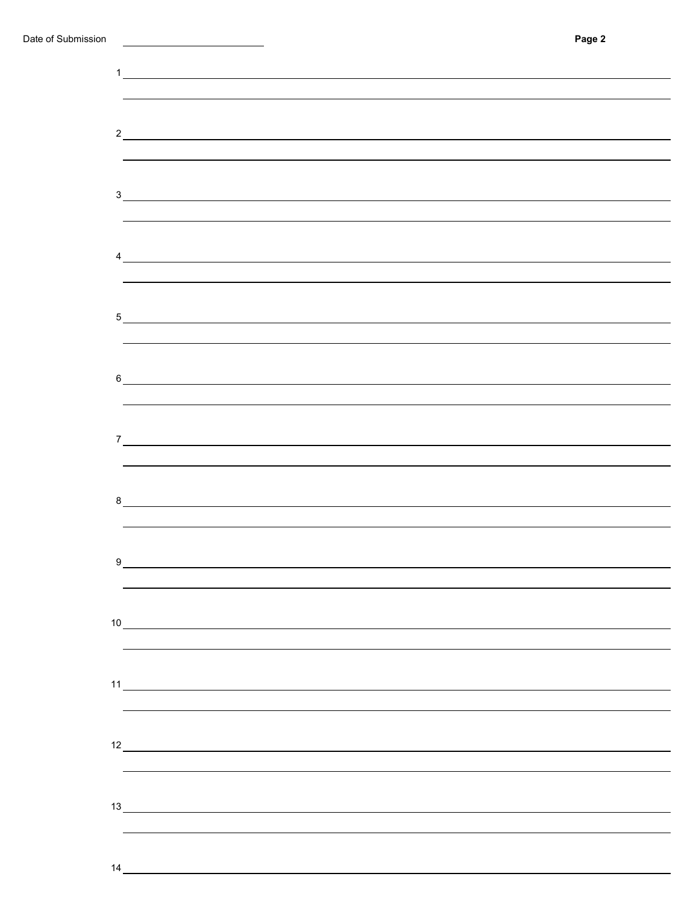Date of Submission ______________________

1 ______________________________________________________________________

______________________________________________________________________

2 ______________________________________________________________________

______________________________________________________________________

3 ______________________________________________________________________

______________________________________________________________________

4 ______________________________________________________________________

______________________________________________________________________

5 ______________________________________________________________________

______________________________________________________________________

6 ______________________________________________________________________

______________________________________________________________________

7 ______________________________________________________________________

______________________________________________________________________

8 ______________________________________________________________________

______________________________________________________________________

9 ______________________________________________________________________

______________________________________________________________________

10 ______________________________________________________________________

______________________________________________________________________

11 ______________________________________________________________________

______________________________________________________________________

12 ______________________________________________________________________

______________________________________________________________________

13 ______________________________________________________________________

______________________________________________________________________

14 ______________________________________________________________________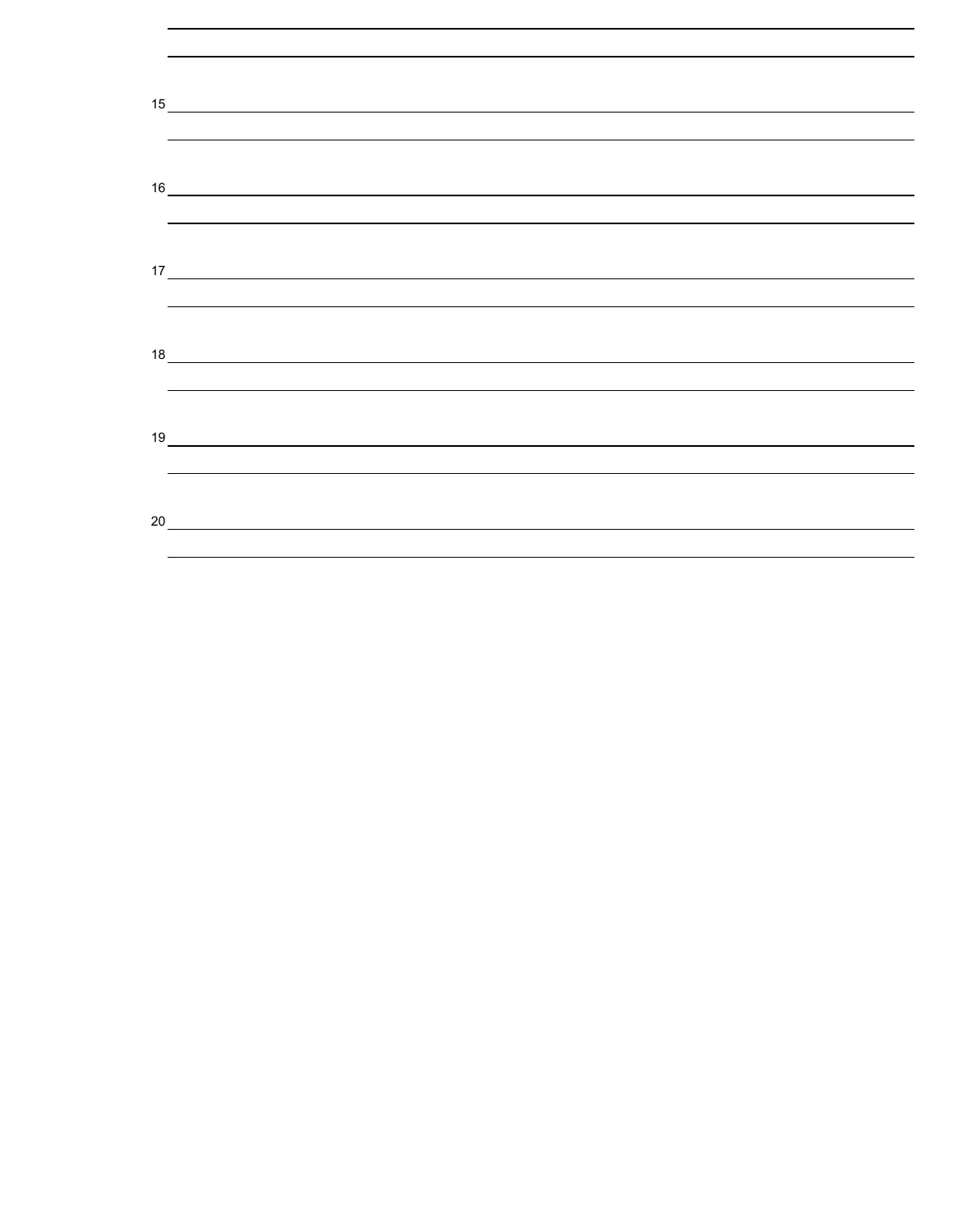15

16

17

18

19

20